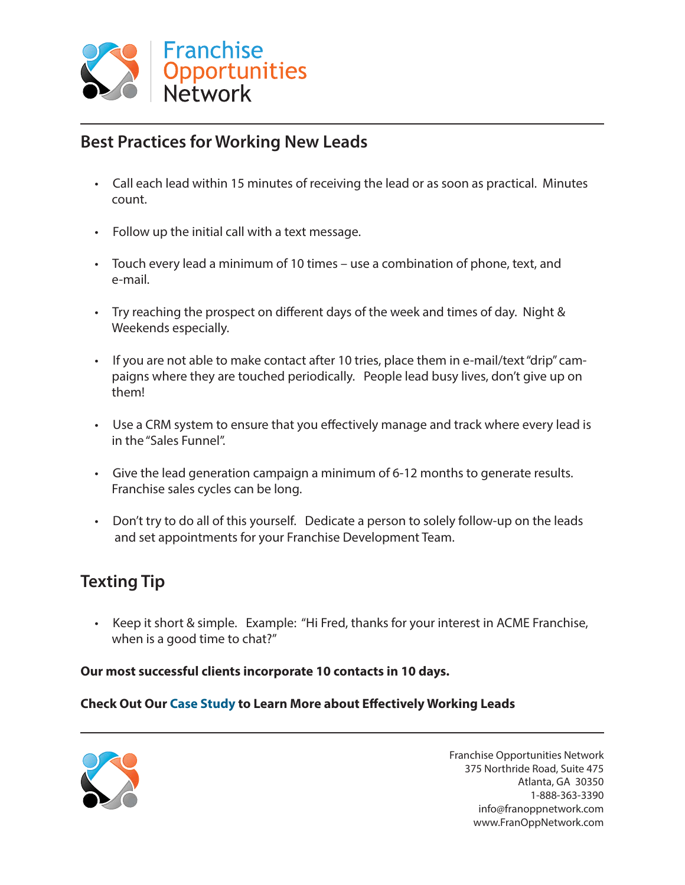Franchise Opportunities Network

## Best Practices for Working New Leads

- Call each lead within 15 minutes of receiving the lead or as soon as practical. Minutes count.
- Follow up the initial call with a text message.
- Touch every lead a minimum of 10 times – use a combination of phone, text, and e-mail.
- Try reaching the prospect on different days of the week and times of day. Night & Weekends especially.
- If you are not able to make contact after 10 tries, place them in e-mail/text "drip" campaigns where they are touched periodically. People lead busy lives, don't give up on them!
- Use a CRM system to ensure that you effectively manage and track where every lead is in the "Sales Funnel".
- Give the lead generation campaign a minimum of 6-12 months to generate results. Franchise sales cycles can be long.
- Don't try to do all of this yourself. Dedicate a person to solely follow-up on the leads and set appointments for your Franchise Development Team.

## Texting Tip

- Keep it short & simple. Example: "Hi Fred, thanks for your interest in ACME Franchise, when is a good time to chat?"

**Our most successful clients incorporate 10 contacts in 10 days.**

**Check Out Our Case Study to Learn More about Effectively Working Leads**

Franchise Opportunities Network
375 Northride Road, Suite 475
Atlanta, GA 30350
1-888-363-3390
info@franoppnetwork.com
www.FranOppNetwork.com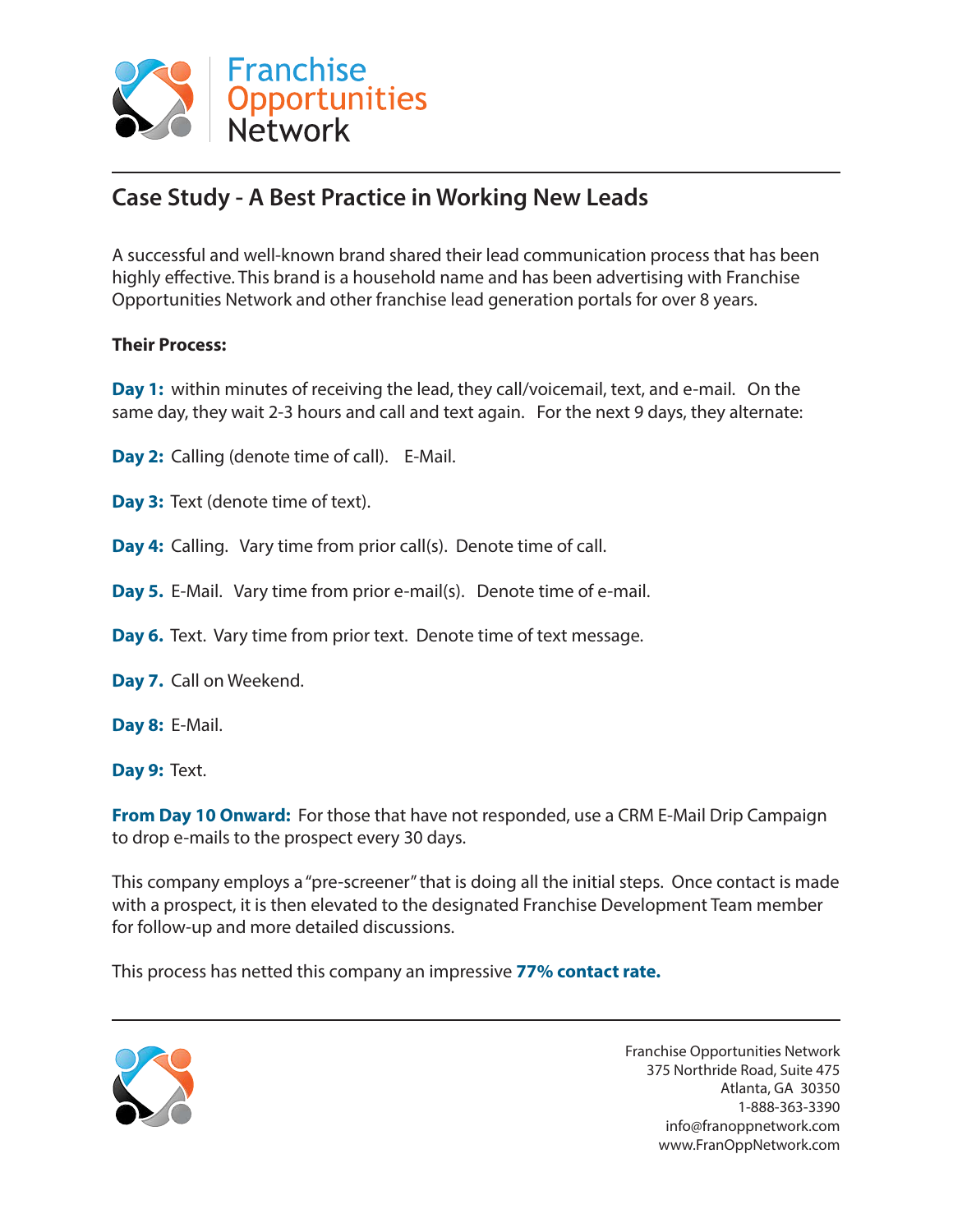Franchise Opportunities Network

## Case Study - A Best Practice in Working New Leads

A successful and well-known brand shared their lead communication process that has been highly effective. This brand is a household name and has been advertising with Franchise Opportunities Network and other franchise lead generation portals for over 8 years.

**Their Process:**

**Day 1:** within minutes of receiving the lead, they call/voicemail, text, and e-mail. On the same day, they wait 2-3 hours and call and text again. For the next 9 days, they alternate:

**Day 2:** Calling (denote time of call). E-Mail.

**Day 3:** Text (denote time of text).

**Day 4:** Calling. Vary time from prior call(s). Denote time of call.

**Day 5.** E-Mail. Vary time from prior e-mail(s). Denote time of e-mail.

**Day 6.** Text. Vary time from prior text. Denote time of text message.

**Day 7.** Call on Weekend.

**Day 8:** E-Mail.

**Day 9:** Text.

**From Day 10 Onward:** For those that have not responded, use a CRM E-Mail Drip Campaign to drop e-mails to the prospect every 30 days.

This company employs a "pre-screener" that is doing all the initial steps. Once contact is made with a prospect, it is then elevated to the designated Franchise Development Team member for follow-up and more detailed discussions.

This process has netted this company an impressive **77% contact rate.**

Franchise Opportunities Network
375 Northride Road, Suite 475
Atlanta, GA 30350
1-888-363-3390
info@franoppnetwork.com
www.FranOppNetwork.com